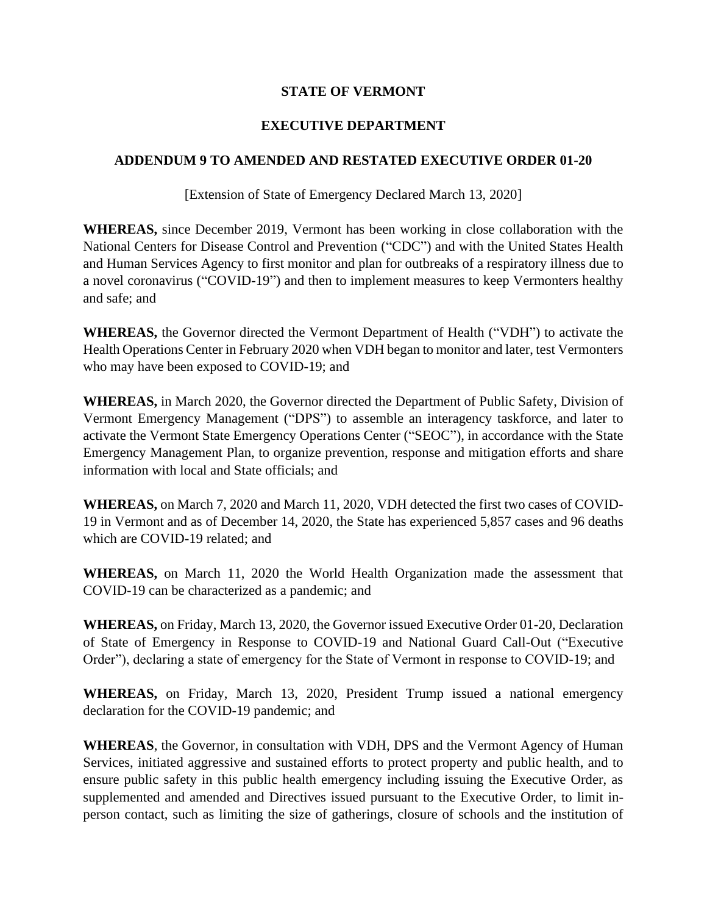**STATE OF VERMONT**

**EXECUTIVE DEPARTMENT**

**ADDENDUM 9 TO AMENDED AND RESTATED EXECUTIVE ORDER 01-20**

[Extension of State of Emergency Declared March 13, 2020]

**WHEREAS,** since December 2019, Vermont has been working in close collaboration with the National Centers for Disease Control and Prevention ("CDC") and with the United States Health and Human Services Agency to first monitor and plan for outbreaks of a respiratory illness due to a novel coronavirus ("COVID-19") and then to implement measures to keep Vermonters healthy and safe; and

**WHEREAS,** the Governor directed the Vermont Department of Health ("VDH") to activate the Health Operations Center in February 2020 when VDH began to monitor and later, test Vermonters who may have been exposed to COVID-19; and

**WHEREAS,** in March 2020, the Governor directed the Department of Public Safety, Division of Vermont Emergency Management ("DPS") to assemble an interagency taskforce, and later to activate the Vermont State Emergency Operations Center ("SEOC"), in accordance with the State Emergency Management Plan, to organize prevention, response and mitigation efforts and share information with local and State officials; and

**WHEREAS,** on March 7, 2020 and March 11, 2020, VDH detected the first two cases of COVID-19 in Vermont and as of December 14, 2020, the State has experienced 5,857 cases and 96 deaths which are COVID-19 related; and

**WHEREAS,** on March 11, 2020 the World Health Organization made the assessment that COVID-19 can be characterized as a pandemic; and

**WHEREAS,** on Friday, March 13, 2020, the Governor issued Executive Order 01-20, Declaration of State of Emergency in Response to COVID-19 and National Guard Call-Out ("Executive Order"), declaring a state of emergency for the State of Vermont in response to COVID-19; and

**WHEREAS,** on Friday, March 13, 2020, President Trump issued a national emergency declaration for the COVID-19 pandemic; and

**WHEREAS**, the Governor, in consultation with VDH, DPS and the Vermont Agency of Human Services, initiated aggressive and sustained efforts to protect property and public health, and to ensure public safety in this public health emergency including issuing the Executive Order, as supplemented and amended and Directives issued pursuant to the Executive Order, to limit in-person contact, such as limiting the size of gatherings, closure of schools and the institution of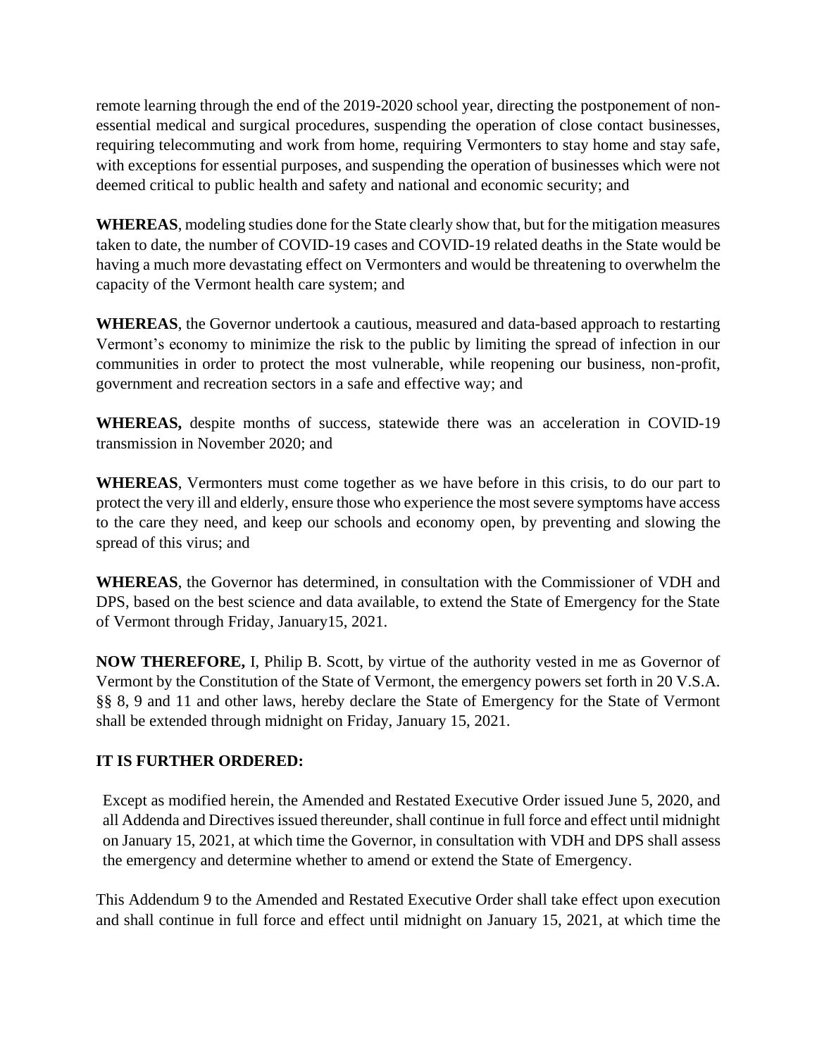remote learning through the end of the 2019-2020 school year, directing the postponement of non-essential medical and surgical procedures, suspending the operation of close contact businesses, requiring telecommuting and work from home, requiring Vermonters to stay home and stay safe, with exceptions for essential purposes, and suspending the operation of businesses which were not deemed critical to public health and safety and national and economic security; and

**WHEREAS**, modeling studies done for the State clearly show that, but for the mitigation measures taken to date, the number of COVID-19 cases and COVID-19 related deaths in the State would be having a much more devastating effect on Vermonters and would be threatening to overwhelm the capacity of the Vermont health care system; and

**WHEREAS**, the Governor undertook a cautious, measured and data-based approach to restarting Vermont's economy to minimize the risk to the public by limiting the spread of infection in our communities in order to protect the most vulnerable, while reopening our business, non-profit, government and recreation sectors in a safe and effective way; and

**WHEREAS,** despite months of success, statewide there was an acceleration in COVID-19 transmission in November 2020; and

**WHEREAS**, Vermonters must come together as we have before in this crisis, to do our part to protect the very ill and elderly, ensure those who experience the most severe symptoms have access to the care they need, and keep our schools and economy open, by preventing and slowing the spread of this virus; and

**WHEREAS**, the Governor has determined, in consultation with the Commissioner of VDH and DPS, based on the best science and data available, to extend the State of Emergency for the State of Vermont through Friday, January15, 2021.

**NOW THEREFORE,** I, Philip B. Scott, by virtue of the authority vested in me as Governor of Vermont by the Constitution of the State of Vermont, the emergency powers set forth in 20 V.S.A. §§ 8, 9 and 11 and other laws, hereby declare the State of Emergency for the State of Vermont shall be extended through midnight on Friday, January 15, 2021.

**IT IS FURTHER ORDERED:**

Except as modified herein, the Amended and Restated Executive Order issued June 5, 2020, and all Addenda and Directives issued thereunder, shall continue in full force and effect until midnight on January 15, 2021, at which time the Governor, in consultation with VDH and DPS shall assess the emergency and determine whether to amend or extend the State of Emergency.

This Addendum 9 to the Amended and Restated Executive Order shall take effect upon execution and shall continue in full force and effect until midnight on January 15, 2021, at which time the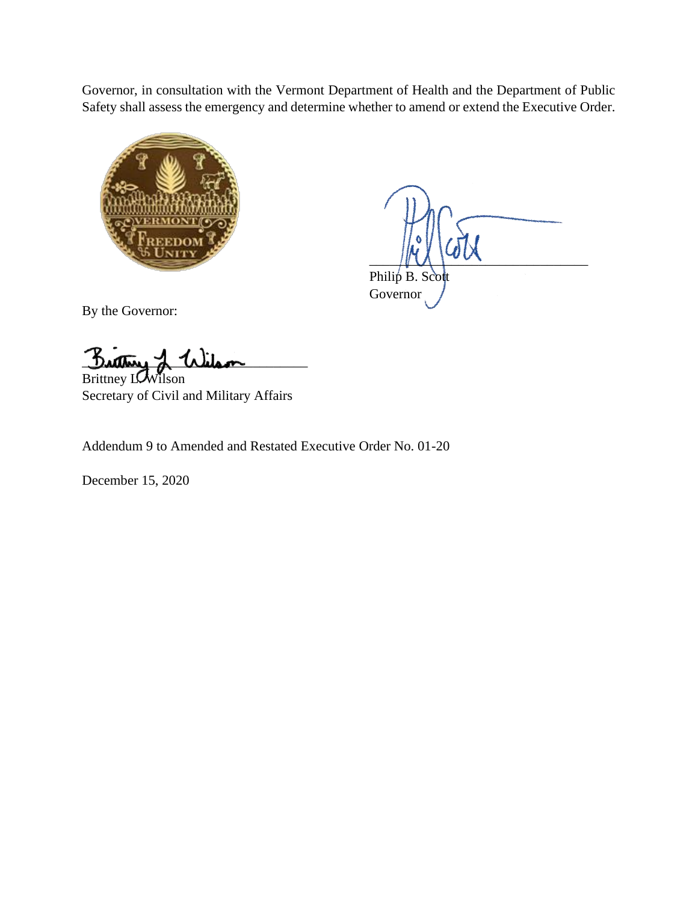Governor, in consultation with the Vermont Department of Health and the Department of Public Safety shall assess the emergency and determine whether to amend or extend the Executive Order.

Philip B. Scott
Governor

By the Governor:

Brittney L. Wilson
Secretary of Civil and Military Affairs

Addendum 9 to Amended and Restated Executive Order No. 01-20

December 15, 2020